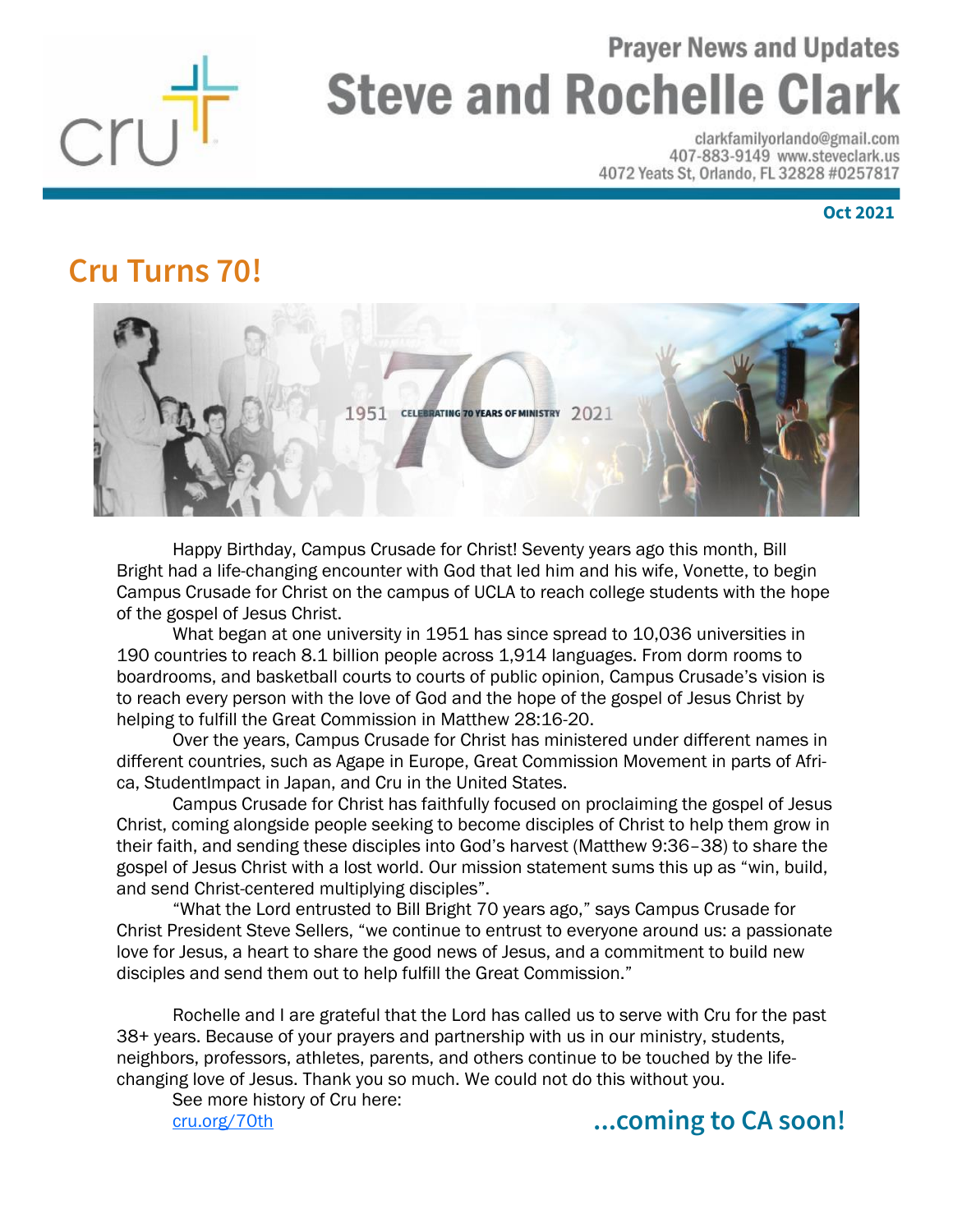cru

Prayer News and Updates

# Steve and Rochelle Clark

clarkfamilyorlando@gmail.com
407-883-9149 www.steveclark.us
4072 Yeats St, Orlando, FL 32828 #0257817

**Oct 2021**

## Cru Turns 70!

1951 CELEBRATING 70 YEARS OF MINISTRY 2021

Happy Birthday, Campus Crusade for Christ! Seventy years ago this month, Bill Bright had a life-changing encounter with God that led him and his wife, Vonette, to begin Campus Crusade for Christ on the campus of UCLA to reach college students with the hope of the gospel of Jesus Christ.

What began at one university in 1951 has since spread to 10,036 universities in 190 countries to reach 8.1 billion people across 1,914 languages. From dorm rooms to boardrooms, and basketball courts to courts of public opinion, Campus Crusade's vision is to reach every person with the love of God and the hope of the gospel of Jesus Christ by helping to fulfill the Great Commission in Matthew 28:16-20.

Over the years, Campus Crusade for Christ has ministered under different names in different countries, such as Agape in Europe, Great Commission Movement in parts of Africa, StudentImpact in Japan, and Cru in the United States.

Campus Crusade for Christ has faithfully focused on proclaiming the gospel of Jesus Christ, coming alongside people seeking to become disciples of Christ to help them grow in their faith, and sending these disciples into God's harvest (Matthew 9:36–38) to share the gospel of Jesus Christ with a lost world. Our mission statement sums this up as "win, build, and send Christ-centered multiplying disciples".

"What the Lord entrusted to Bill Bright 70 years ago," says Campus Crusade for Christ President Steve Sellers, "we continue to entrust to everyone around us: a passionate love for Jesus, a heart to share the good news of Jesus, and a commitment to build new disciples and send them out to help fulfill the Great Commission."

Rochelle and I are grateful that the Lord has called us to serve with Cru for the past 38+ years. Because of your prayers and partnership with us in our ministry, students, neighbors, professors, athletes, parents, and others continue to be touched by the life-changing love of Jesus. Thank you so much. We could not do this without you.

See more history of Cru here:
cru.org/70th

**...coming to CA soon!**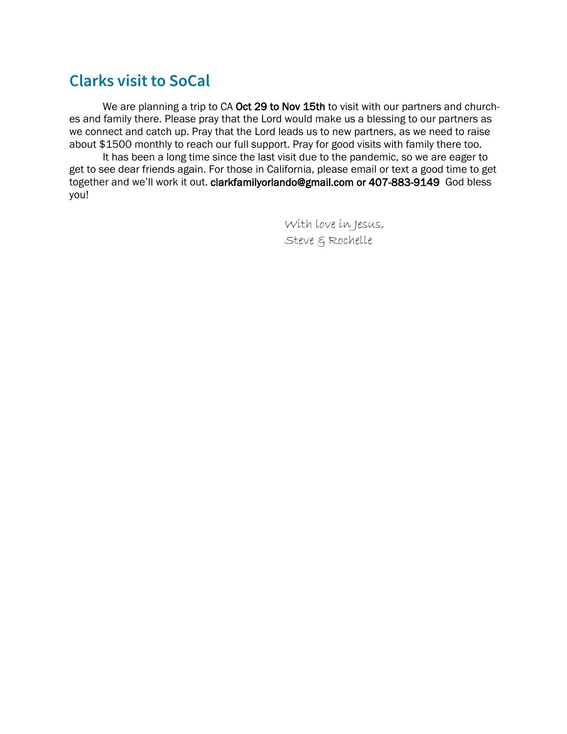## Clarks visit to SoCal

We are planning a trip to CA **Oct 29 to Nov 15th** to visit with our partners and churches and family there. Please pray that the Lord would make us a blessing to our partners as we connect and catch up. Pray that the Lord leads us to new partners, as we need to raise about $1500 monthly to reach our full support. Pray for good visits with family there too.

It has been a long time since the last visit due to the pandemic, so we are eager to get to see dear friends again. For those in California, please email or text a good time to get together and we'll work it out. **clarkfamilyorlando@gmail.com or 407-883-9149** God bless you!

*With love in Jesus,*
*Steve & Rochelle*